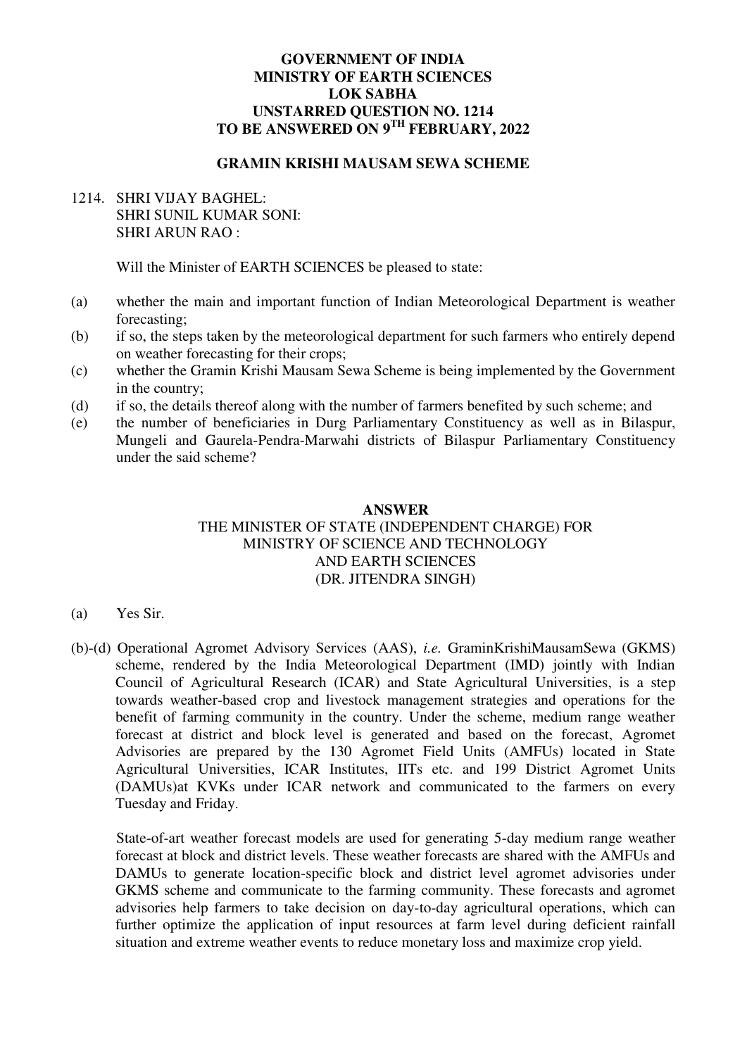**GOVERNMENT OF INDIA**
**MINISTRY OF EARTH SCIENCES**
**LOK SABHA**
**UNSTARRED QUESTION NO. 1214**
**TO BE ANSWERED ON 9[TH] FEBRUARY, 2022**

**GRAMIN KRISHI MAUSAM SEWA SCHEME**

1214. SHRI VIJAY BAGHEL:
SHRI SUNIL KUMAR SONI:
SHRI ARUN RAO :

Will the Minister of EARTH SCIENCES be pleased to state:

(a) whether the main and important function of Indian Meteorological Department is weather forecasting;
(b) if so, the steps taken by the meteorological department for such farmers who entirely depend on weather forecasting for their crops;
(c) whether the Gramin Krishi Mausam Sewa Scheme is being implemented by the Government in the country;
(d) if so, the details thereof along with the number of farmers benefited by such scheme; and
(e) the number of beneficiaries in Durg Parliamentary Constituency as well as in Bilaspur, Mungeli and Gaurela-Pendra-Marwahi districts of Bilaspur Parliamentary Constituency under the said scheme?

**ANSWER**

THE MINISTER OF STATE (INDEPENDENT CHARGE) FOR
MINISTRY OF SCIENCE AND TECHNOLOGY
AND EARTH SCIENCES
(DR. JITENDRA SINGH)

(a) Yes Sir.

(b)-(d) Operational Agromet Advisory Services (AAS), *i.e.* GraminKrishiMausamSewa (GKMS) scheme, rendered by the India Meteorological Department (IMD) jointly with Indian Council of Agricultural Research (ICAR) and State Agricultural Universities, is a step towards weather-based crop and livestock management strategies and operations for the benefit of farming community in the country. Under the scheme, medium range weather forecast at district and block level is generated and based on the forecast, Agromet Advisories are prepared by the 130 Agromet Field Units (AMFUs) located in State Agricultural Universities, ICAR Institutes, IITs etc. and 199 District Agromet Units (DAMUs)at KVKs under ICAR network and communicated to the farmers on every Tuesday and Friday.

State-of-art weather forecast models are used for generating 5-day medium range weather forecast at block and district levels. These weather forecasts are shared with the AMFUs and DAMUs to generate location-specific block and district level agromet advisories under GKMS scheme and communicate to the farming community. These forecasts and agromet advisories help farmers to take decision on day-to-day agricultural operations, which can further optimize the application of input resources at farm level during deficient rainfall situation and extreme weather events to reduce monetary loss and maximize crop yield.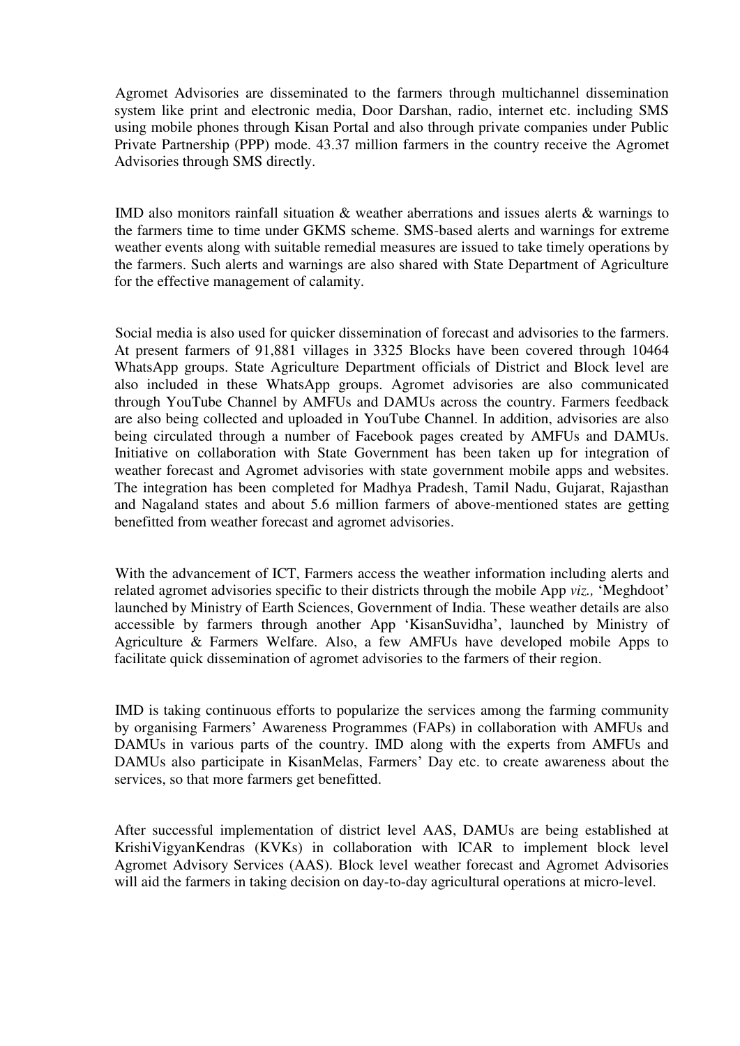Agromet Advisories are disseminated to the farmers through multichannel dissemination system like print and electronic media, Door Darshan, radio, internet etc. including SMS using mobile phones through Kisan Portal and also through private companies under Public Private Partnership (PPP) mode. 43.37 million farmers in the country receive the Agromet Advisories through SMS directly.

IMD also monitors rainfall situation & weather aberrations and issues alerts & warnings to the farmers time to time under GKMS scheme. SMS-based alerts and warnings for extreme weather events along with suitable remedial measures are issued to take timely operations by the farmers. Such alerts and warnings are also shared with State Department of Agriculture for the effective management of calamity.

Social media is also used for quicker dissemination of forecast and advisories to the farmers. At present farmers of 91,881 villages in 3325 Blocks have been covered through 10464 WhatsApp groups. State Agriculture Department officials of District and Block level are also included in these WhatsApp groups. Agromet advisories are also communicated through YouTube Channel by AMFUs and DAMUs across the country. Farmers feedback are also being collected and uploaded in YouTube Channel. In addition, advisories are also being circulated through a number of Facebook pages created by AMFUs and DAMUs. Initiative on collaboration with State Government has been taken up for integration of weather forecast and Agromet advisories with state government mobile apps and websites. The integration has been completed for Madhya Pradesh, Tamil Nadu, Gujarat, Rajasthan and Nagaland states and about 5.6 million farmers of above-mentioned states are getting benefitted from weather forecast and agromet advisories.

With the advancement of ICT, Farmers access the weather information including alerts and related agromet advisories specific to their districts through the mobile App *viz.,* 'Meghdoot' launched by Ministry of Earth Sciences, Government of India. These weather details are also accessible by farmers through another App 'KisanSuvidha', launched by Ministry of Agriculture & Farmers Welfare. Also, a few AMFUs have developed mobile Apps to facilitate quick dissemination of agromet advisories to the farmers of their region.

IMD is taking continuous efforts to popularize the services among the farming community by organising Farmers' Awareness Programmes (FAPs) in collaboration with AMFUs and DAMUs in various parts of the country. IMD along with the experts from AMFUs and DAMUs also participate in KisanMelas, Farmers' Day etc. to create awareness about the services, so that more farmers get benefitted.

After successful implementation of district level AAS, DAMUs are being established at KrishiVigyanKendras (KVKs) in collaboration with ICAR to implement block level Agromet Advisory Services (AAS). Block level weather forecast and Agromet Advisories will aid the farmers in taking decision on day-to-day agricultural operations at micro-level.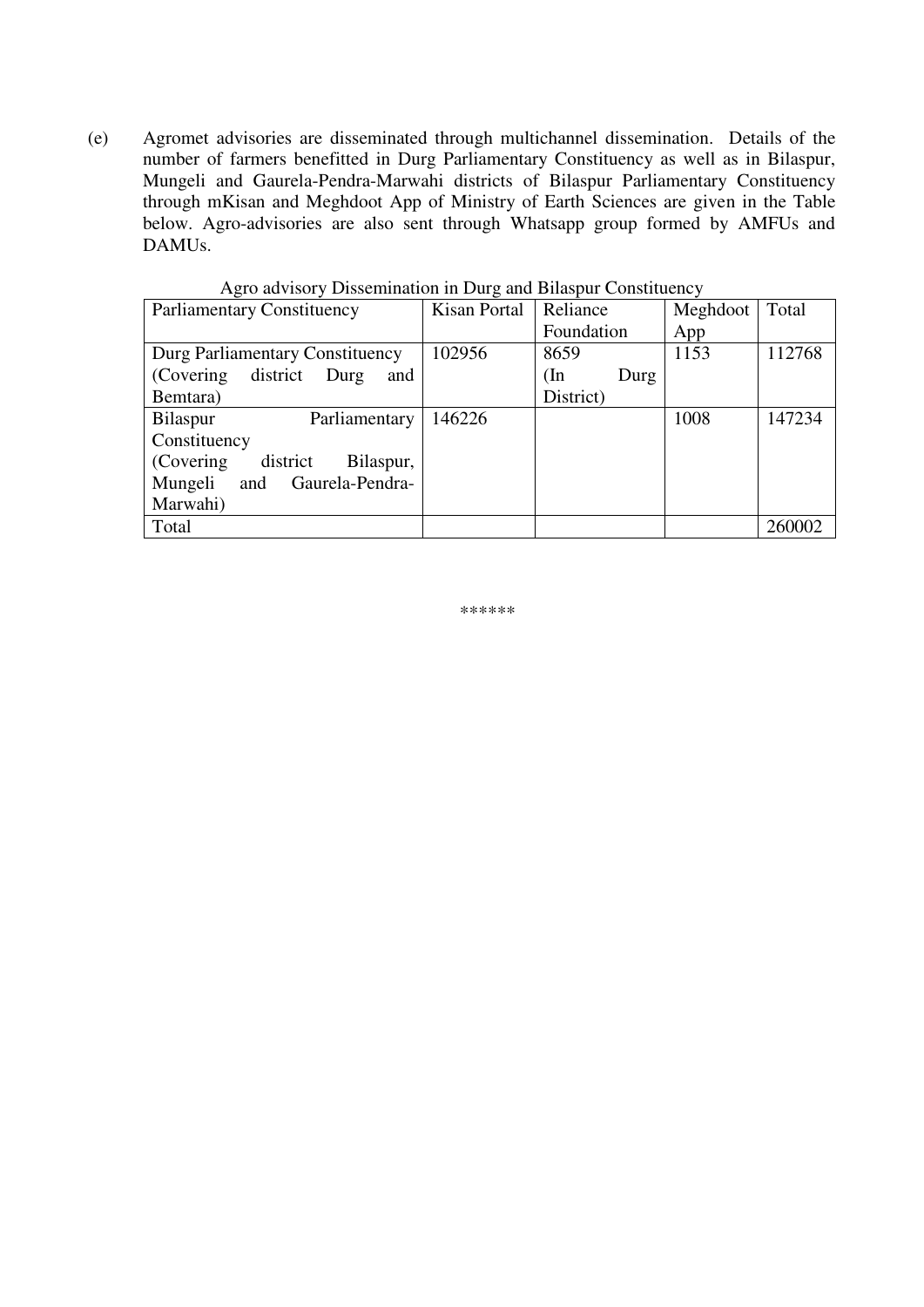(e) Agromet advisories are disseminated through multichannel dissemination. Details of the number of farmers benefitted in Durg Parliamentary Constituency as well as in Bilaspur, Mungeli and Gaurela-Pendra-Marwahi districts of Bilaspur Parliamentary Constituency through mKisan and Meghdoot App of Ministry of Earth Sciences are given in the Table below. Agro-advisories are also sent through Whatsapp group formed by AMFUs and DAMUs.

Agro advisory Dissemination in Durg and Bilaspur Constituency

| Parliamentary Constituency | Kisan Portal | Reliance Foundation | Meghdoot App | Total |
|---|---|---|---|---|
| Durg Parliamentary Constituency (Covering district Durg and Bemtara) | 102956 | 8659 (In Durg District) | 1153 | 112768 |
| Bilaspur Parliamentary Constituency (Covering district Bilaspur, Mungeli and Gaurela-Pendra-Marwahi) | 146226 | | 1008 | 147234 |
| Total | | | | 260002 |

******